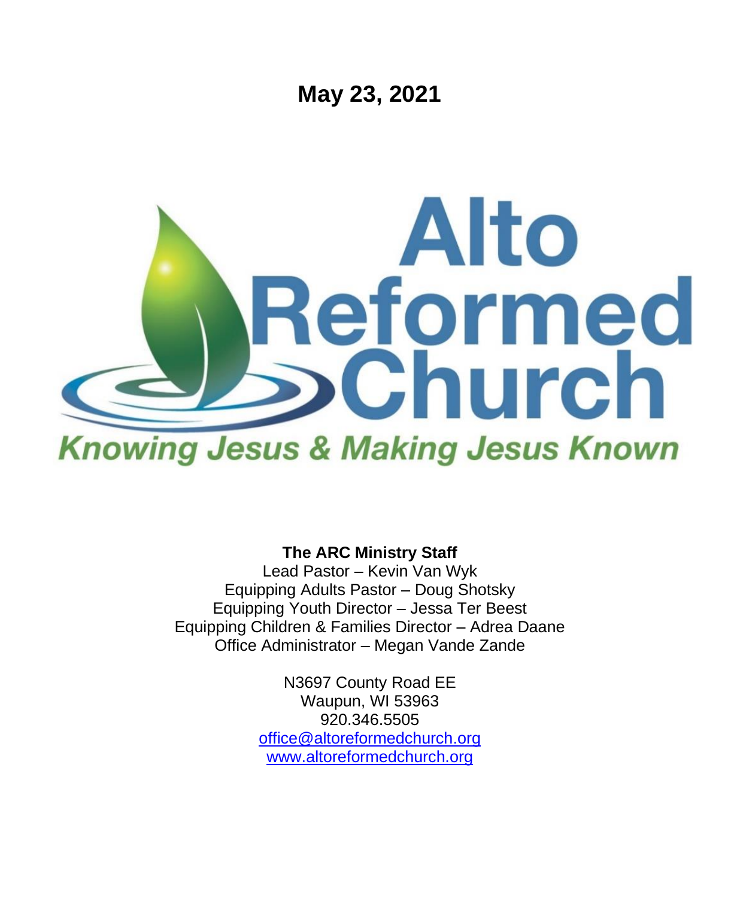# May 23, 2021

# Alto Reformed Church

*Knowing Jesus & Making Jesus Known*

**The ARC Ministry Staff**

Lead Pastor – Kevin Van Wyk
Equipping Adults Pastor – Doug Shotsky
Equipping Youth Director – Jessa Ter Beest
Equipping Children & Families Director – Adrea Daane
Office Administrator – Megan Vande Zande

N3697 County Road EE
Waupun, WI 53963
920.346.5505
office@altoreformedchurch.org
www.altoreformedchurch.org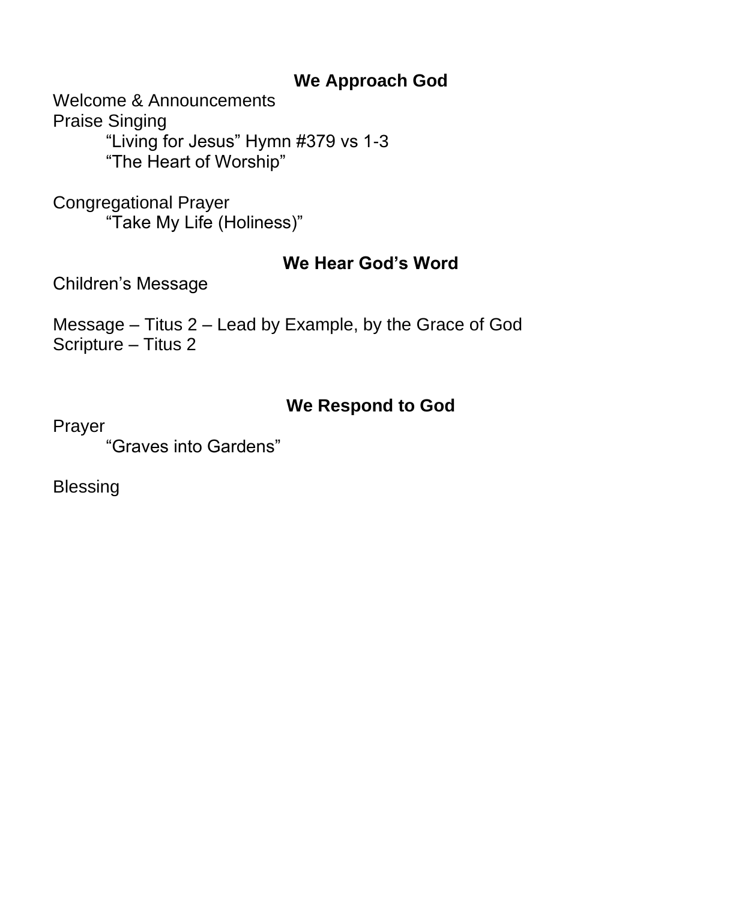## We Approach God

Welcome & Announcements
Praise Singing
    “Living for Jesus” Hymn #379 vs 1-3
    “The Heart of Worship”

Congregational Prayer
    “Take My Life (Holiness)”

## We Hear God’s Word

Children’s Message

Message – Titus 2 – Lead by Example, by the Grace of God
Scripture – Titus 2

## We Respond to God

Prayer
    “Graves into Gardens”

Blessing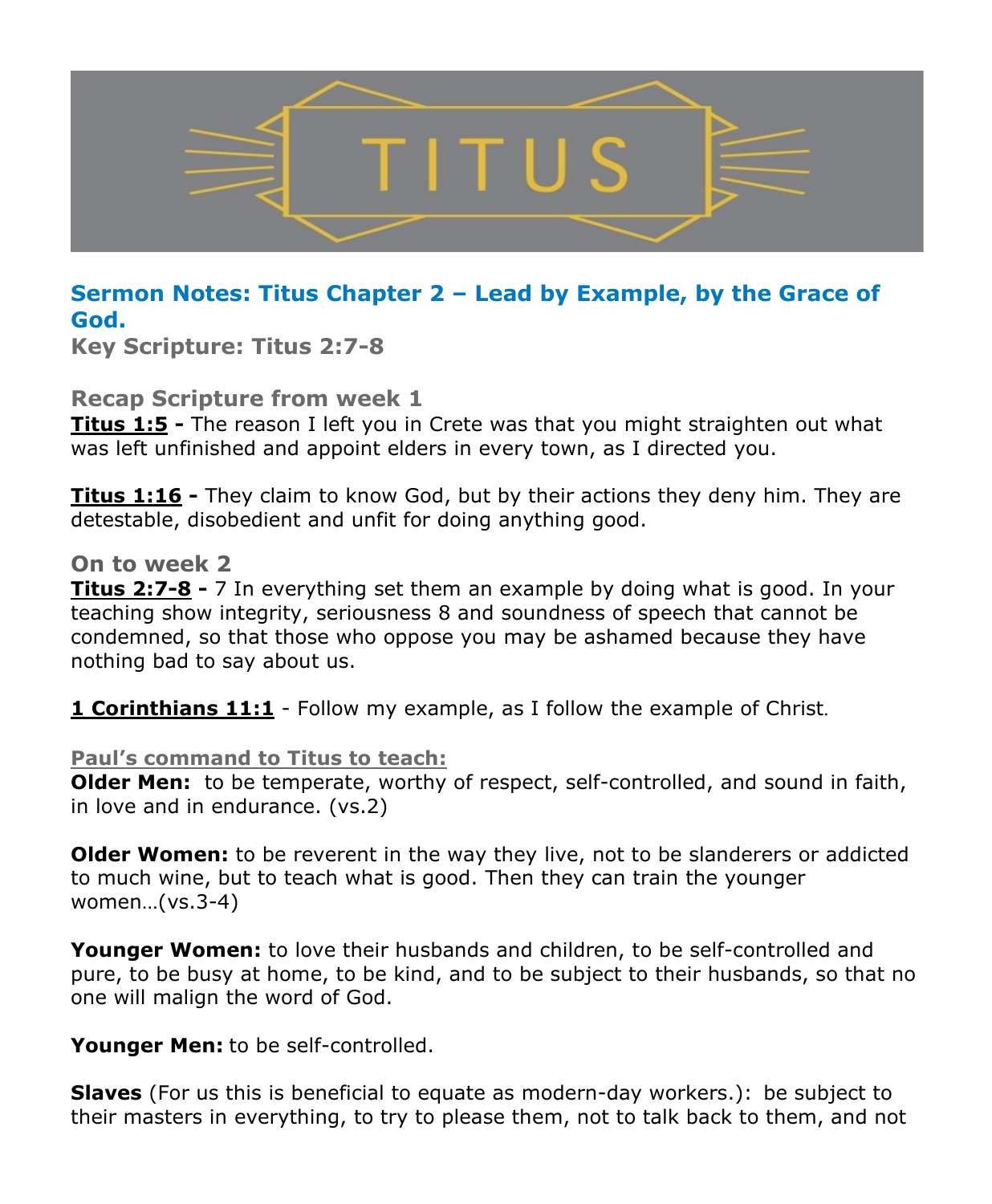# TITUS

## Sermon Notes: Titus Chapter 2 – Lead by Example, by the Grace of God.

### Key Scripture: Titus 2:7-8

### Recap Scripture from week 1

**Titus 1:5 -** The reason I left you in Crete was that you might straighten out what was left unfinished and appoint elders in every town, as I directed you.

**Titus 1:16 -** They claim to know God, but by their actions they deny him. They are detestable, disobedient and unfit for doing anything good.

### On to week 2

**Titus 2:7-8 -** 7 In everything set them an example by doing what is good. In your teaching show integrity, seriousness 8 and soundness of speech that cannot be condemned, so that those who oppose you may be ashamed because they have nothing bad to say about us.

**1 Corinthians 11:1** - Follow my example, as I follow the example of Christ.

#### Paul's command to Titus to teach:

**Older Men:** to be temperate, worthy of respect, self-controlled, and sound in faith, in love and in endurance. (vs.2)

**Older Women:** to be reverent in the way they live, not to be slanderers or addicted to much wine, but to teach what is good. Then they can train the younger women…(vs.3-4)

**Younger Women:** to love their husbands and children, to be self-controlled and pure, to be busy at home, to be kind, and to be subject to their husbands, so that no one will malign the word of God.

**Younger Men:** to be self-controlled.

**Slaves** (For us this is beneficial to equate as modern-day workers.): be subject to their masters in everything, to try to please them, not to talk back to them, and not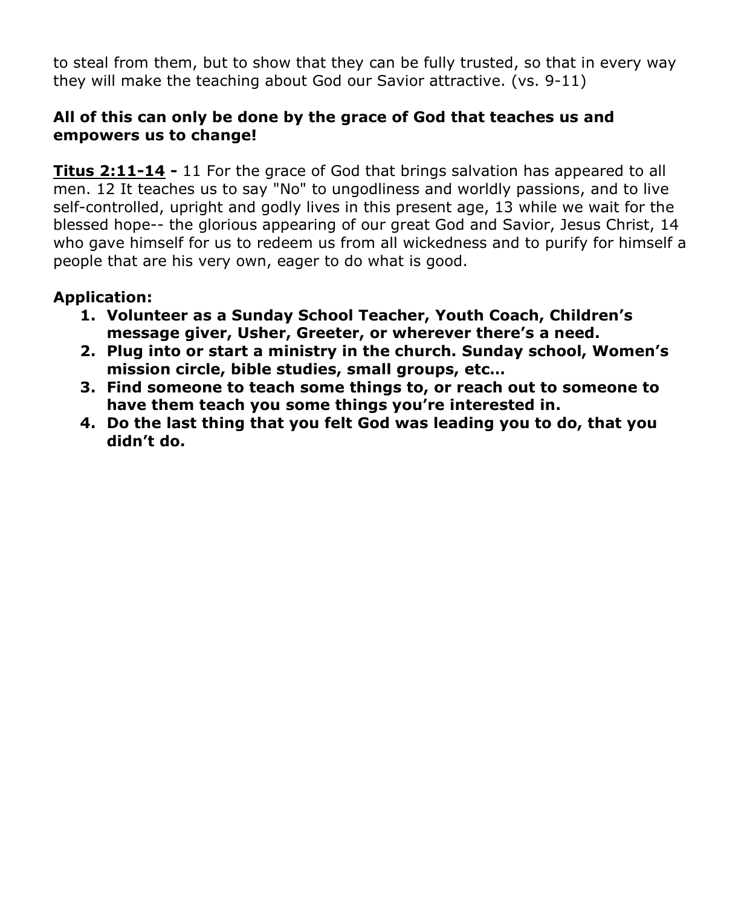to steal from them, but to show that they can be fully trusted, so that in every way they will make the teaching about God our Savior attractive. (vs. 9-11)

**All of this can only be done by the grace of God that teaches us and empowers us to change!**

**<u>Titus 2:11-14</u> -** 11 For the grace of God that brings salvation has appeared to all men. 12 It teaches us to say "No" to ungodliness and worldly passions, and to live self-controlled, upright and godly lives in this present age, 13 while we wait for the blessed hope-- the glorious appearing of our great God and Savior, Jesus Christ, 14 who gave himself for us to redeem us from all wickedness and to purify for himself a people that are his very own, eager to do what is good.

**Application:**

1. **Volunteer as a Sunday School Teacher, Youth Coach, Children's message giver, Usher, Greeter, or wherever there's a need.**
2. **Plug into or start a ministry in the church. Sunday school, Women's mission circle, bible studies, small groups, etc…**
3. **Find someone to teach some things to, or reach out to someone to have them teach you some things you're interested in.**
4. **Do the last thing that you felt God was leading you to do, that you didn't do.**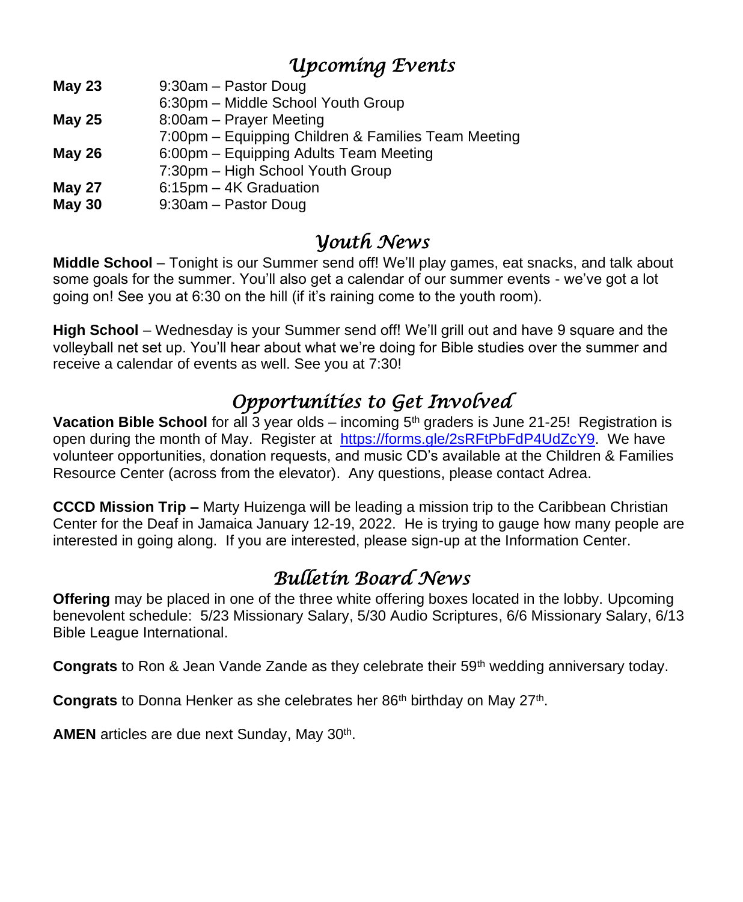## *Upcoming Events*

| | |
|---|---|
| **May 23** | 9:30am – Pastor Doug |
| | 6:30pm – Middle School Youth Group |
| **May 25** | 8:00am – Prayer Meeting |
| | 7:00pm – Equipping Children & Families Team Meeting |
| **May 26** | 6:00pm – Equipping Adults Team Meeting |
| | 7:30pm – High School Youth Group |
| **May 27** | 6:15pm – 4K Graduation |
| **May 30** | 9:30am – Pastor Doug |

## *Youth News*

**Middle School** – Tonight is our Summer send off! We'll play games, eat snacks, and talk about some goals for the summer. You'll also get a calendar of our summer events - we've got a lot going on! See you at 6:30 on the hill (if it's raining come to the youth room).

**High School** – Wednesday is your Summer send off! We'll grill out and have 9 square and the volleyball net set up. You'll hear about what we're doing for Bible studies over the summer and receive a calendar of events as well. See you at 7:30!

## *Opportunities to Get Involved*

**Vacation Bible School** for all 3 year olds – incoming 5th graders is June 21-25! Registration is open during the month of May. Register at https://forms.gle/2sRFtPbFdP4UdZcY9. We have volunteer opportunities, donation requests, and music CD's available at the Children & Families Resource Center (across from the elevator). Any questions, please contact Adrea.

**CCCD Mission Trip –** Marty Huizenga will be leading a mission trip to the Caribbean Christian Center for the Deaf in Jamaica January 12-19, 2022. He is trying to gauge how many people are interested in going along. If you are interested, please sign-up at the Information Center.

## *Bulletin Board News*

**Offering** may be placed in one of the three white offering boxes located in the lobby. Upcoming benevolent schedule: 5/23 Missionary Salary, 5/30 Audio Scriptures, 6/6 Missionary Salary, 6/13 Bible League International.

**Congrats** to Ron & Jean Vande Zande as they celebrate their 59th wedding anniversary today.

**Congrats** to Donna Henker as she celebrates her 86th birthday on May 27th.

**AMEN** articles are due next Sunday, May 30th.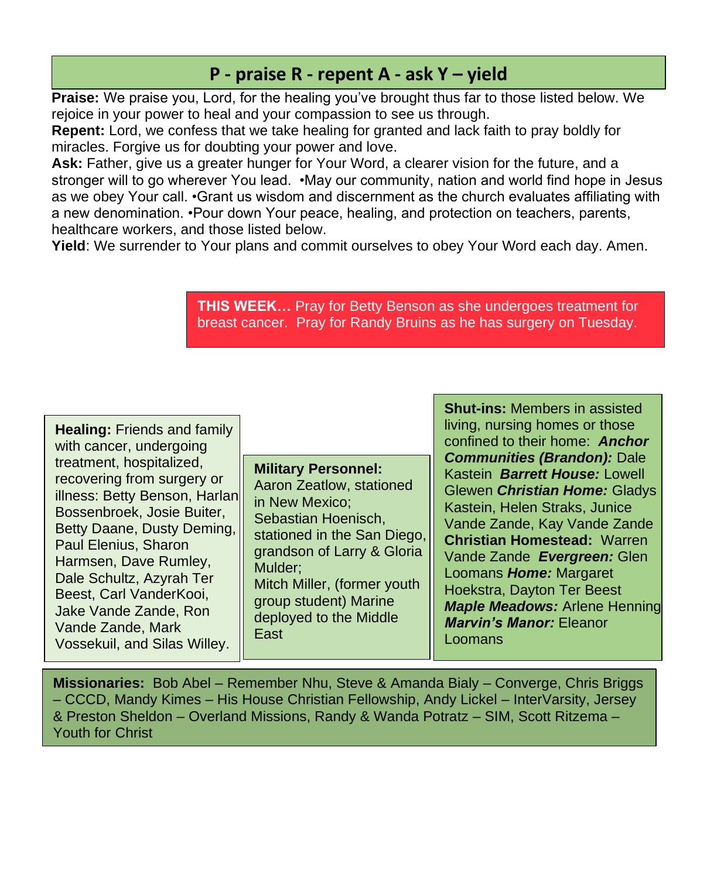## P - praise R - repent A - ask Y – yield

**Praise:** We praise you, Lord, for the healing you've brought thus far to those listed below. We rejoice in your power to heal and your compassion to see us through.

**Repent:** Lord, we confess that we take healing for granted and lack faith to pray boldly for miracles. Forgive us for doubting your power and love.

**Ask:** Father, give us a greater hunger for Your Word, a clearer vision for the future, and a stronger will to go wherever You lead. •May our community, nation and world find hope in Jesus as we obey Your call. •Grant us wisdom and discernment as the church evaluates affiliating with a new denomination. •Pour down Your peace, healing, and protection on teachers, parents, healthcare workers, and those listed below.

**Yield**: We surrender to Your plans and commit ourselves to obey Your Word each day. Amen.

**THIS WEEK…** Pray for Betty Benson as she undergoes treatment for breast cancer. Pray for Randy Bruins as he has surgery on Tuesday.

**Healing:** Friends and family with cancer, undergoing treatment, hospitalized, recovering from surgery or illness: Betty Benson, Harlan Bossenbroek, Josie Buiter, Betty Daane, Dusty Deming, Paul Elenius, Sharon Harmsen, Dave Rumley, Dale Schultz, Azyrah Ter Beest, Carl VanderKooi, Jake Vande Zande, Ron Vande Zande, Mark Vossekuil, and Silas Willey.

**Military Personnel:**
Aaron Zeatlow, stationed in New Mexico;
Sebastian Hoenisch, stationed in the San Diego, grandson of Larry & Gloria Mulder;
Mitch Miller, (former youth group student) Marine deployed to the Middle East

**Shut-ins:** Members in assisted living, nursing homes or those confined to their home: ***Anchor Communities (Brandon):*** Dale Kastein ***Barrett House:*** Lowell Glewen ***Christian Home:*** Gladys Kastein, Helen Straks, Junice Vande Zande, Kay Vande Zande **Christian Homestead:** Warren Vande Zande ***Evergreen:*** Glen Loomans ***Home:*** Margaret Hoekstra, Dayton Ter Beest ***Maple Meadows:*** Arlene Henning ***Marvin's Manor:*** Eleanor Loomans

**Missionaries:** Bob Abel – Remember Nhu, Steve & Amanda Bialy – Converge, Chris Briggs – CCCD, Mandy Kimes – His House Christian Fellowship, Andy Lickel – InterVarsity, Jersey & Preston Sheldon – Overland Missions, Randy & Wanda Potratz – SIM, Scott Ritzema – Youth for Christ